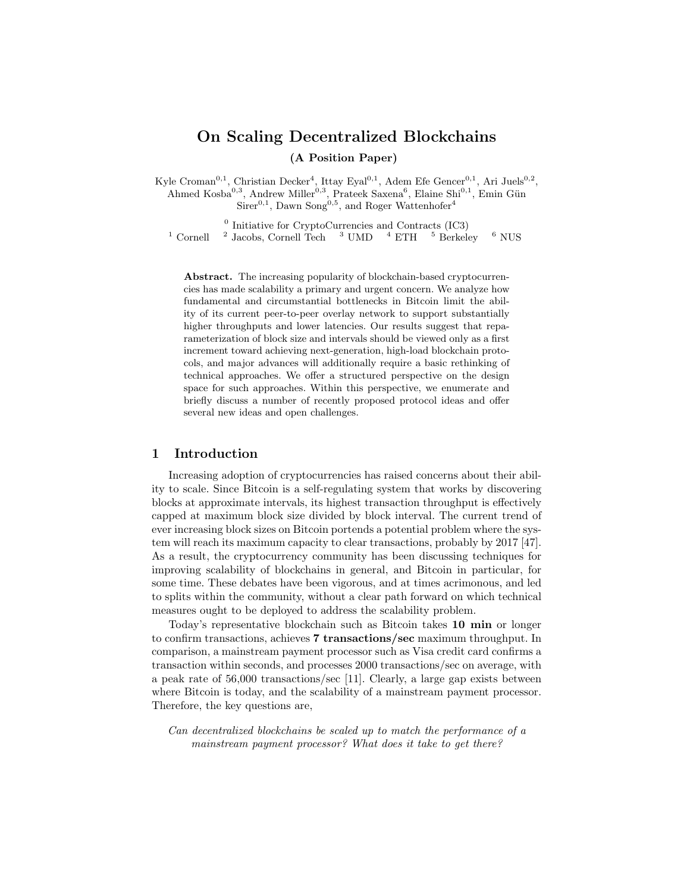# On Scaling Decentralized Blockchains

**(A Position Paper)**

Kyle Croman[0,1], Christian Decker[4], Ittay Eyal[0,1], Adem Efe Gencer[0,1], Ari Juels[0,2], Ahmed Kosba[0,3], Andrew Miller[0,3], Prateek Saxena[6], Elaine Shi[0,1], Emin Gün Sirer[0,1], Dawn Song[0,5], and Roger Wattenhofer[4]

[0] Initiative for CryptoCurrencies and Contracts (IC3)
[1] Cornell [2] Jacobs, Cornell Tech [3] UMD [4] ETH [5] Berkeley [6] NUS

**Abstract.** The increasing popularity of blockchain-based cryptocurrencies has made scalability a primary and urgent concern. We analyze how fundamental and circumstantial bottlenecks in Bitcoin limit the ability of its current peer-to-peer overlay network to support substantially higher throughputs and lower latencies. Our results suggest that reparameterization of block size and intervals should be viewed only as a first increment toward achieving next-generation, high-load blockchain protocols, and major advances will additionally require a basic rethinking of technical approaches. We offer a structured perspective on the design space for such approaches. Within this perspective, we enumerate and briefly discuss a number of recently proposed protocol ideas and offer several new ideas and open challenges.

## 1 Introduction

Increasing adoption of cryptocurrencies has raised concerns about their ability to scale. Since Bitcoin is a self-regulating system that works by discovering blocks at approximate intervals, its highest transaction throughput is effectively capped at maximum block size divided by block interval. The current trend of ever increasing block sizes on Bitcoin portends a potential problem where the system will reach its maximum capacity to clear transactions, probably by 2017 [47]. As a result, the cryptocurrency community has been discussing techniques for improving scalability of blockchains in general, and Bitcoin in particular, for some time. These debates have been vigorous, and at times acrimonious, and led to splits within the community, without a clear path forward on which technical measures ought to be deployed to address the scalability problem.

Today's representative blockchain such as Bitcoin takes **10 min** or longer to confirm transactions, achieves **7 transactions/sec** maximum throughput. In comparison, a mainstream payment processor such as Visa credit card confirms a transaction within seconds, and processes 2000 transactions/sec on average, with a peak rate of 56,000 transactions/sec [11]. Clearly, a large gap exists between where Bitcoin is today, and the scalability of a mainstream payment processor. Therefore, the key questions are,

*Can decentralized blockchains be scaled up to match the performance of a mainstream payment processor? What does it take to get there?*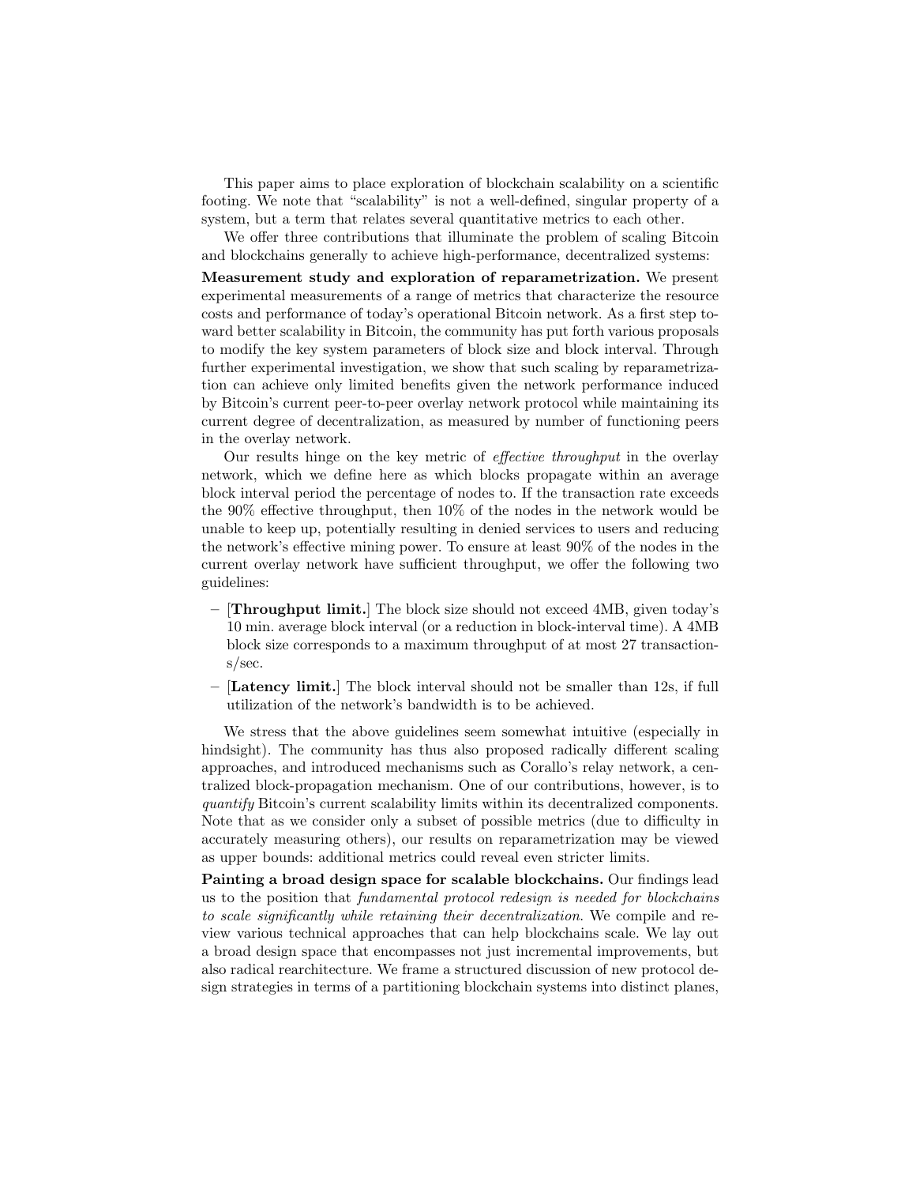This paper aims to place exploration of blockchain scalability on a scientific footing. We note that "scalability" is not a well-defined, singular property of a system, but a term that relates several quantitative metrics to each other.

We offer three contributions that illuminate the problem of scaling Bitcoin and blockchains generally to achieve high-performance, decentralized systems:

**Measurement study and exploration of reparametrization.** We present experimental measurements of a range of metrics that characterize the resource costs and performance of today's operational Bitcoin network. As a first step toward better scalability in Bitcoin, the community has put forth various proposals to modify the key system parameters of block size and block interval. Through further experimental investigation, we show that such scaling by reparametrization can achieve only limited benefits given the network performance induced by Bitcoin's current peer-to-peer overlay network protocol while maintaining its current degree of decentralization, as measured by number of functioning peers in the overlay network.

Our results hinge on the key metric of *effective throughput* in the overlay network, which we define here as which blocks propagate within an average block interval period the percentage of nodes to. If the transaction rate exceeds the 90% effective throughput, then 10% of the nodes in the network would be unable to keep up, potentially resulting in denied services to users and reducing the network's effective mining power. To ensure at least 90% of the nodes in the current overlay network have sufficient throughput, we offer the following two guidelines:

- [**Throughput limit.**] The block size should not exceed 4MB, given today's 10 min. average block interval (or a reduction in block-interval time). A 4MB block size corresponds to a maximum throughput of at most 27 transactions/sec.
- [**Latency limit.**] The block interval should not be smaller than 12s, if full utilization of the network's bandwidth is to be achieved.

We stress that the above guidelines seem somewhat intuitive (especially in hindsight). The community has thus also proposed radically different scaling approaches, and introduced mechanisms such as Corallo's relay network, a centralized block-propagation mechanism. One of our contributions, however, is to *quantify* Bitcoin's current scalability limits within its decentralized components. Note that as we consider only a subset of possible metrics (due to difficulty in accurately measuring others), our results on reparametrization may be viewed as upper bounds: additional metrics could reveal even stricter limits.

**Painting a broad design space for scalable blockchains.** Our findings lead us to the position that *fundamental protocol redesign is needed for blockchains to scale significantly while retaining their decentralization*. We compile and review various technical approaches that can help blockchains scale. We lay out a broad design space that encompasses not just incremental improvements, but also radical rearchitecture. We frame a structured discussion of new protocol design strategies in terms of a partitioning blockchain systems into distinct planes,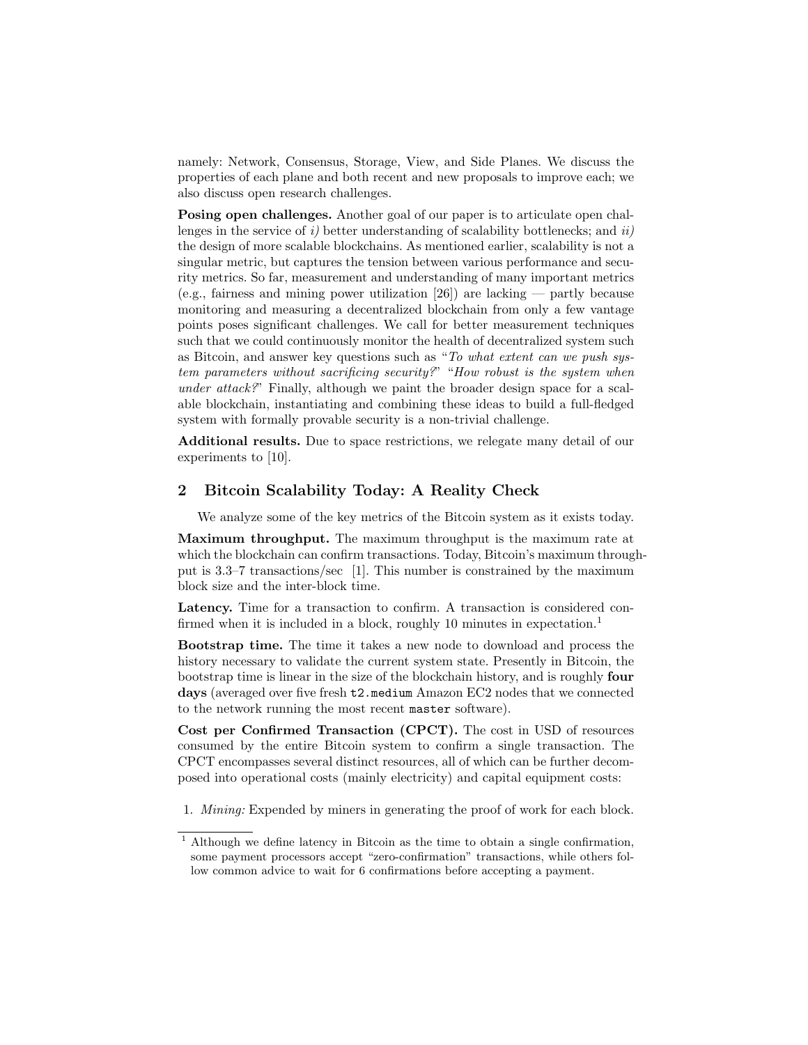namely: Network, Consensus, Storage, View, and Side Planes. We discuss the properties of each plane and both recent and new proposals to improve each; we also discuss open research challenges.

**Posing open challenges.** Another goal of our paper is to articulate open challenges in the service of *i)* better understanding of scalability bottlenecks; and *ii)* the design of more scalable blockchains. As mentioned earlier, scalability is not a singular metric, but captures the tension between various performance and security metrics. So far, measurement and understanding of many important metrics (e.g., fairness and mining power utilization [26]) are lacking — partly because monitoring and measuring a decentralized blockchain from only a few vantage points poses significant challenges. We call for better measurement techniques such that we could continuously monitor the health of decentralized system such as Bitcoin, and answer key questions such as "*To what extent can we push system parameters without sacrificing security?*" "*How robust is the system when under attack?*" Finally, although we paint the broader design space for a scalable blockchain, instantiating and combining these ideas to build a full-fledged system with formally provable security is a non-trivial challenge.

**Additional results.** Due to space restrictions, we relegate many detail of our experiments to [10].

## 2 Bitcoin Scalability Today: A Reality Check

We analyze some of the key metrics of the Bitcoin system as it exists today.

**Maximum throughput.** The maximum throughput is the maximum rate at which the blockchain can confirm transactions. Today, Bitcoin's maximum throughput is 3.3–7 transactions/sec [1]. This number is constrained by the maximum block size and the inter-block time.

**Latency.** Time for a transaction to confirm. A transaction is considered confirmed when it is included in a block, roughly 10 minutes in expectation.[1]

**Bootstrap time.** The time it takes a new node to download and process the history necessary to validate the current system state. Presently in Bitcoin, the bootstrap time is linear in the size of the blockchain history, and is roughly **four days** (averaged over five fresh `t2.medium` Amazon EC2 nodes that we connected to the network running the most recent `master` software).

**Cost per Confirmed Transaction (CPCT).** The cost in USD of resources consumed by the entire Bitcoin system to confirm a single transaction. The CPCT encompasses several distinct resources, all of which can be further decomposed into operational costs (mainly electricity) and capital equipment costs:

1. *Mining:* Expended by miners in generating the proof of work for each block.

[1] Although we define latency in Bitcoin as the time to obtain a single confirmation, some payment processors accept "zero-confirmation" transactions, while others follow common advice to wait for 6 confirmations before accepting a payment.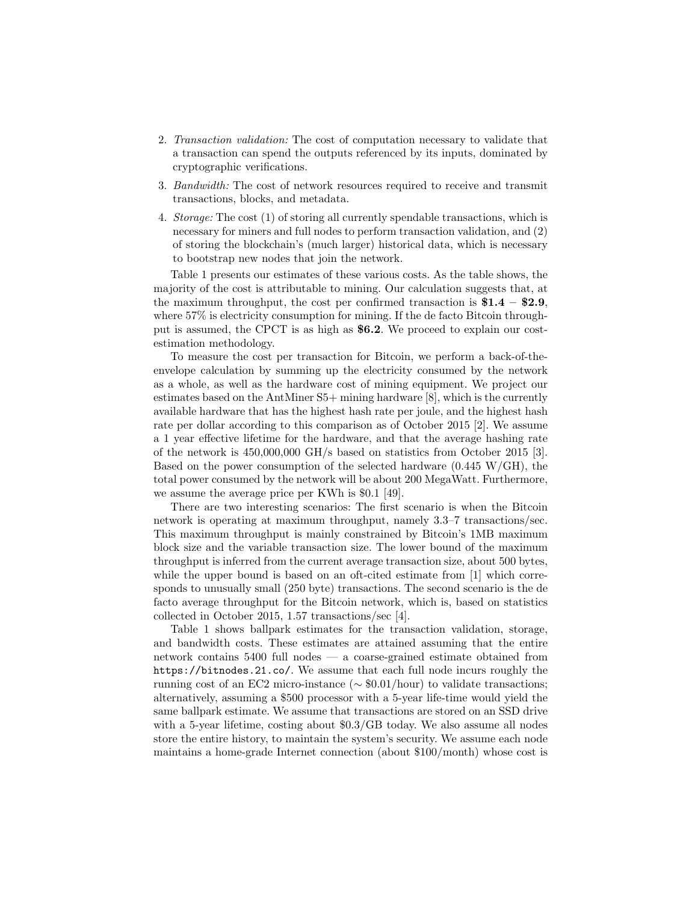2. *Transaction validation:* The cost of computation necessary to validate that a transaction can spend the outputs referenced by its inputs, dominated by cryptographic verifications.
3. *Bandwidth:* The cost of network resources required to receive and transmit transactions, blocks, and metadata.
4. *Storage:* The cost (1) of storing all currently spendable transactions, which is necessary for miners and full nodes to perform transaction validation, and (2) of storing the blockchain's (much larger) historical data, which is necessary to bootstrap new nodes that join the network.

Table 1 presents our estimates of these various costs. As the table shows, the majority of the cost is attributable to mining. Our calculation suggests that, at the maximum throughput, the cost per confirmed transaction is **\$1.4 – \$2.9**, where 57% is electricity consumption for mining. If the de facto Bitcoin throughput is assumed, the CPCT is as high as **\$6.2**. We proceed to explain our cost-estimation methodology.

To measure the cost per transaction for Bitcoin, we perform a back-of-the-envelope calculation by summing up the electricity consumed by the network as a whole, as well as the hardware cost of mining equipment. We project our estimates based on the AntMiner S5+ mining hardware [8], which is the currently available hardware that has the highest hash rate per joule, and the highest hash rate per dollar according to this comparison as of October 2015 [2]. We assume a 1 year effective lifetime for the hardware, and that the average hashing rate of the network is 450,000,000 GH/s based on statistics from October 2015 [3]. Based on the power consumption of the selected hardware (0.445 W/GH), the total power consumed by the network will be about 200 MegaWatt. Furthermore, we assume the average price per KWh is \$0.1 [49].

There are two interesting scenarios: The first scenario is when the Bitcoin network is operating at maximum throughput, namely 3.3–7 transactions/sec. This maximum throughput is mainly constrained by Bitcoin's 1MB maximum block size and the variable transaction size. The lower bound of the maximum throughput is inferred from the current average transaction size, about 500 bytes, while the upper bound is based on an oft-cited estimate from [1] which corresponds to unusually small (250 byte) transactions. The second scenario is the de facto average throughput for the Bitcoin network, which is, based on statistics collected in October 2015, 1.57 transactions/sec [4].

Table 1 shows ballpark estimates for the transaction validation, storage, and bandwidth costs. These estimates are attained assuming that the entire network contains 5400 full nodes — a coarse-grained estimate obtained from `https://bitnodes.21.co/`. We assume that each full node incurs roughly the running cost of an EC2 micro-instance ($\sim$ \$0.01/hour) to validate transactions; alternatively, assuming a \$500 processor with a 5-year life-time would yield the same ballpark estimate. We assume that transactions are stored on an SSD drive with a 5-year lifetime, costing about \$0.3/GB today. We also assume all nodes store the entire history, to maintain the system's security. We assume each node maintains a home-grade Internet connection (about \$100/month) whose cost is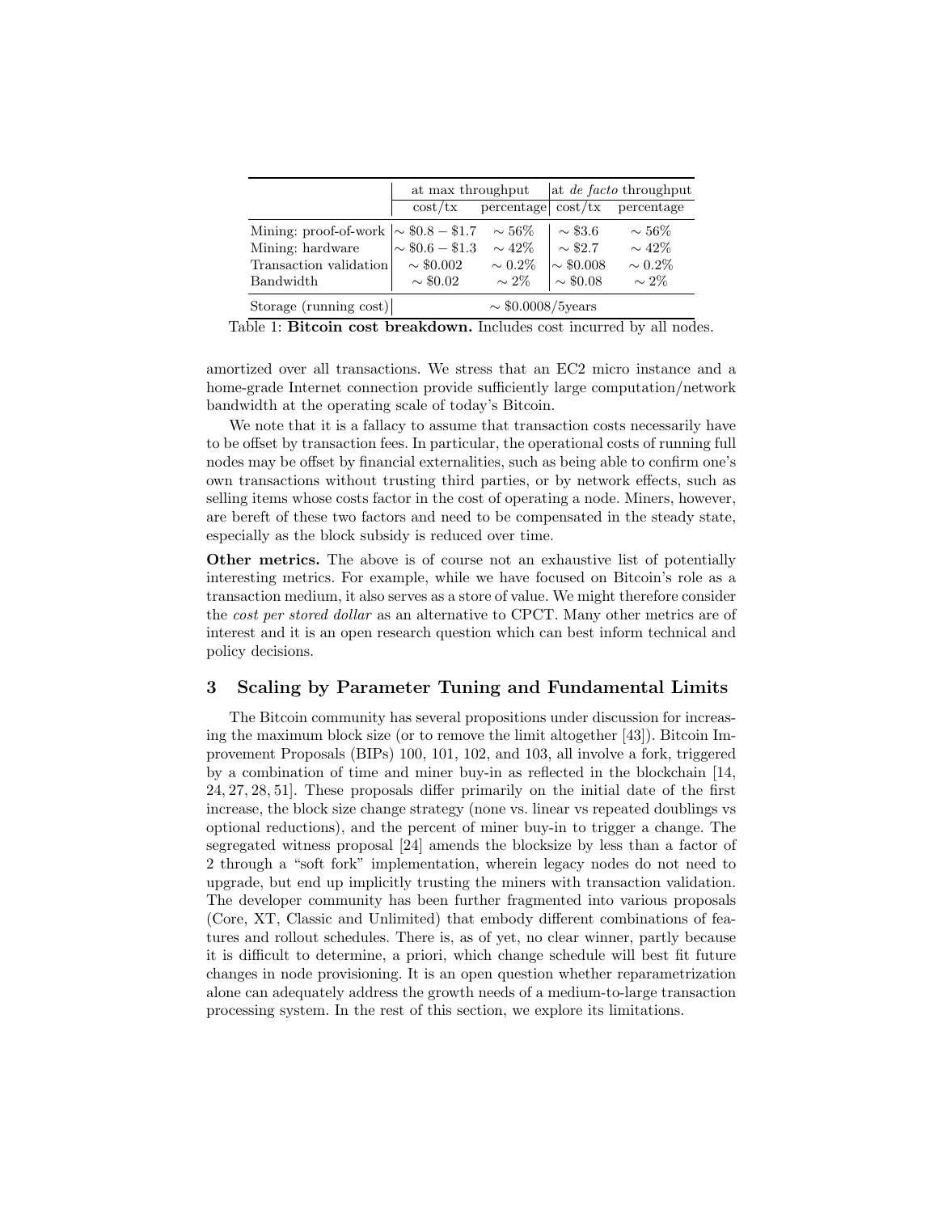| | at max throughput | | at *de facto* throughput | |
|---|---|---|---|---|
| | cost/tx | percentage | cost/tx | percentage |
| Mining: proof-of-work | ∼ \$0.8 − \$1.7 | ∼ 56% | ∼ \$3.6 | ∼ 56% |
| Mining: hardware | ∼ \$0.6 − \$1.3 | ∼ 42% | ∼ \$2.7 | ∼ 42% |
| Transaction validation | ∼ \$0.002 | ∼ 0.2% | ∼ \$0.008 | ∼ 0.2% |
| Bandwidth | ∼ \$0.02 | ∼ 2% | ∼ \$0.08 | ∼ 2% |
| Storage (running cost) | ∼ \$0.0008/5years | | | |

Table 1: **Bitcoin cost breakdown.** Includes cost incurred by all nodes.

amortized over all transactions. We stress that an EC2 micro instance and a home-grade Internet connection provide sufficiently large computation/network bandwidth at the operating scale of today's Bitcoin.

We note that it is a fallacy to assume that transaction costs necessarily have to be offset by transaction fees. In particular, the operational costs of running full nodes may be offset by financial externalities, such as being able to confirm one's own transactions without trusting third parties, or by network effects, such as selling items whose costs factor in the cost of operating a node. Miners, however, are bereft of these two factors and need to be compensated in the steady state, especially as the block subsidy is reduced over time.

**Other metrics.** The above is of course not an exhaustive list of potentially interesting metrics. For example, while we have focused on Bitcoin's role as a transaction medium, it also serves as a store of value. We might therefore consider the *cost per stored dollar* as an alternative to CPCT. Many other metrics are of interest and it is an open research question which can best inform technical and policy decisions.

## 3 Scaling by Parameter Tuning and Fundamental Limits

The Bitcoin community has several propositions under discussion for increasing the maximum block size (or to remove the limit altogether [43]). Bitcoin Improvement Proposals (BIPs) 100, 101, 102, and 103, all involve a fork, triggered by a combination of time and miner buy-in as reflected in the blockchain [14, 24, 27, 28, 51]. These proposals differ primarily on the initial date of the first increase, the block size change strategy (none vs. linear vs repeated doublings vs optional reductions), and the percent of miner buy-in to trigger a change. The segregated witness proposal [24] amends the blocksize by less than a factor of 2 through a "soft fork" implementation, wherein legacy nodes do not need to upgrade, but end up implicitly trusting the miners with transaction validation. The developer community has been further fragmented into various proposals (Core, XT, Classic and Unlimited) that embody different combinations of features and rollout schedules. There is, as of yet, no clear winner, partly because it is difficult to determine, a priori, which change schedule will best fit future changes in node provisioning. It is an open question whether reparametrization alone can adequately address the growth needs of a medium-to-large transaction processing system. In the rest of this section, we explore its limitations.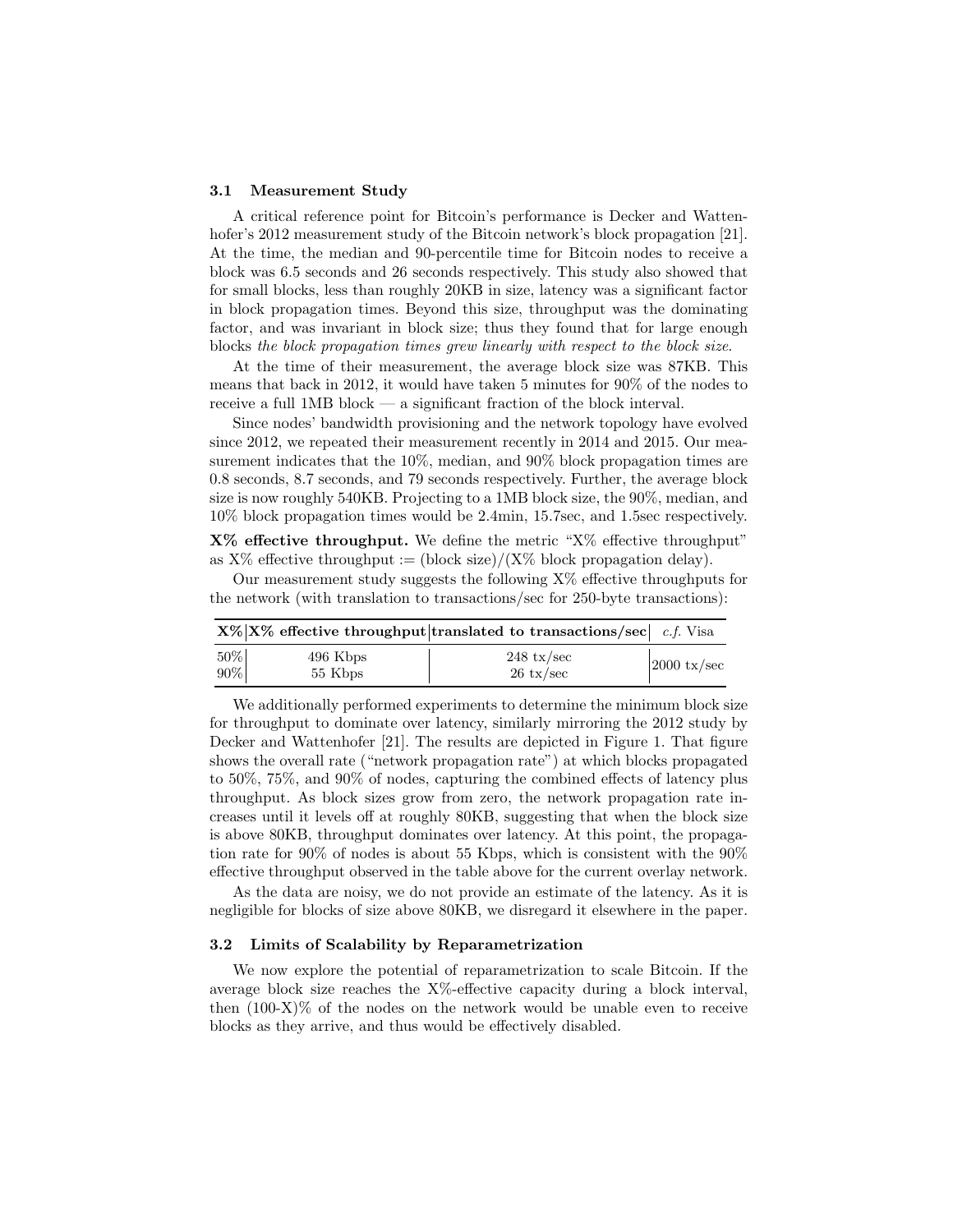### 3.1 Measurement Study

A critical reference point for Bitcoin's performance is Decker and Wattenhofer's 2012 measurement study of the Bitcoin network's block propagation [21]. At the time, the median and 90-percentile time for Bitcoin nodes to receive a block was 6.5 seconds and 26 seconds respectively. This study also showed that for small blocks, less than roughly 20KB in size, latency was a significant factor in block propagation times. Beyond this size, throughput was the dominating factor, and was invariant in block size; thus they found that for large enough blocks *the block propagation times grew linearly with respect to the block size*.

At the time of their measurement, the average block size was 87KB. This means that back in 2012, it would have taken 5 minutes for 90% of the nodes to receive a full 1MB block — a significant fraction of the block interval.

Since nodes' bandwidth provisioning and the network topology have evolved since 2012, we repeated their measurement recently in 2014 and 2015. Our measurement indicates that the 10%, median, and 90% block propagation times are 0.8 seconds, 8.7 seconds, and 79 seconds respectively. Further, the average block size is now roughly 540KB. Projecting to a 1MB block size, the 90%, median, and 10% block propagation times would be 2.4min, 15.7sec, and 1.5sec respectively.

**X% effective throughput.** We define the metric "X% effective throughput" as X% effective throughput := (block size)/(X% block propagation delay).

Our measurement study suggests the following X% effective throughputs for the network (with translation to transactions/sec for 250-byte transactions):

| **X%** | **X% effective throughput** | **translated to transactions/sec** | *c.f.* Visa |
|---|---|---|---|
| 50% | 496 Kbps | 248 tx/sec | 2000 tx/sec |
| 90% | 55 Kbps | 26 tx/sec | |

We additionally performed experiments to determine the minimum block size for throughput to dominate over latency, similarly mirroring the 2012 study by Decker and Wattenhofer [21]. The results are depicted in Figure 1. That figure shows the overall rate ("network propagation rate") at which blocks propagated to 50%, 75%, and 90% of nodes, capturing the combined effects of latency plus throughput. As block sizes grow from zero, the network propagation rate increases until it levels off at roughly 80KB, suggesting that when the block size is above 80KB, throughput dominates over latency. At this point, the propagation rate for 90% of nodes is about 55 Kbps, which is consistent with the 90% effective throughput observed in the table above for the current overlay network.

As the data are noisy, we do not provide an estimate of the latency. As it is negligible for blocks of size above 80KB, we disregard it elsewhere in the paper.

### 3.2 Limits of Scalability by Reparametrization

We now explore the potential of reparametrization to scale Bitcoin. If the average block size reaches the X%-effective capacity during a block interval, then (100-X)% of the nodes on the network would be unable even to receive blocks as they arrive, and thus would be effectively disabled.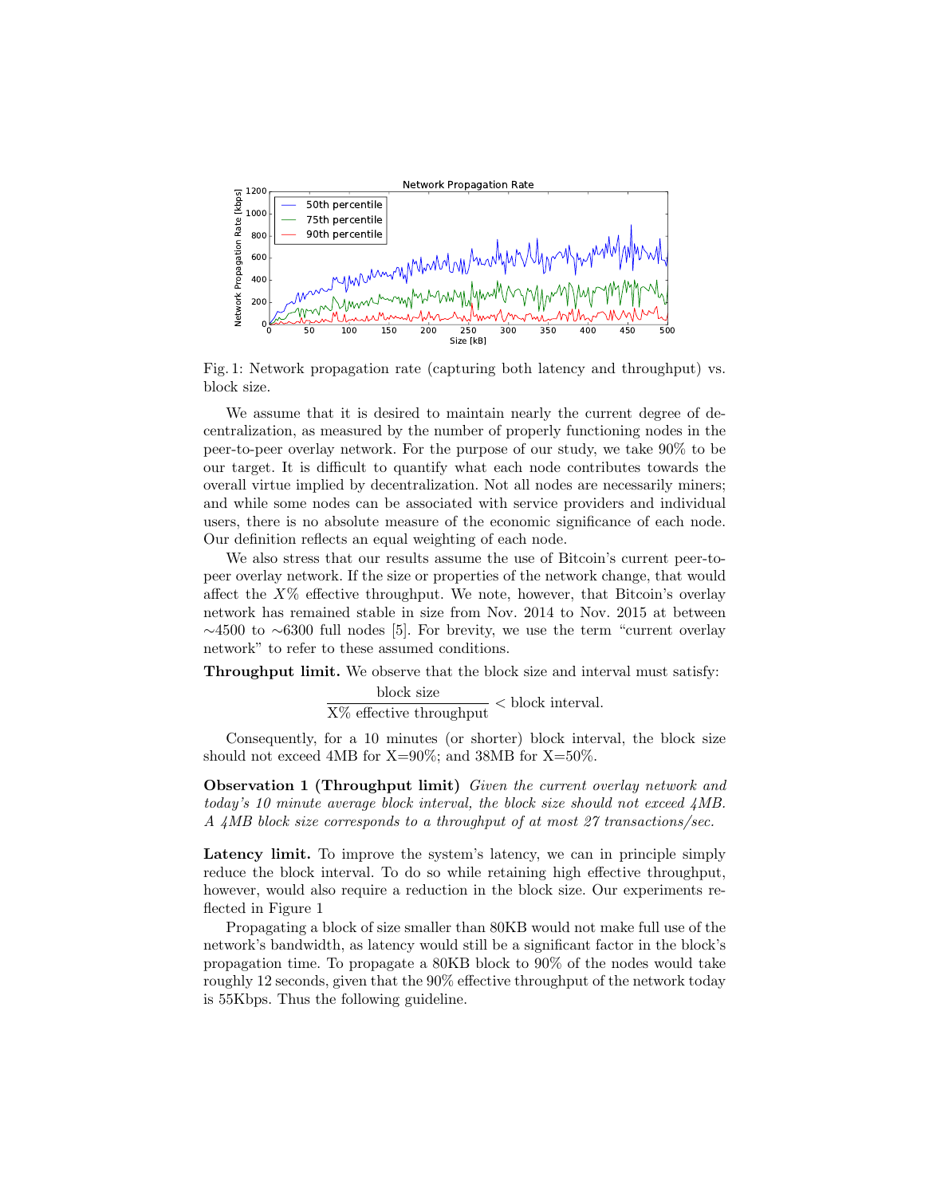Fig. 1: Network propagation rate (capturing both latency and throughput) vs. block size.

We assume that it is desired to maintain nearly the current degree of decentralization, as measured by the number of properly functioning nodes in the peer-to-peer overlay network. For the purpose of our study, we take 90% to be our target. It is difficult to quantify what each node contributes towards the overall virtue implied by decentralization. Not all nodes are necessarily miners; and while some nodes can be associated with service providers and individual users, there is no absolute measure of the economic significance of each node. Our definition reflects an equal weighting of each node.

We also stress that our results assume the use of Bitcoin's current peer-to-peer overlay network. If the size or properties of the network change, that would affect the $X\%$ effective throughput. We note, however, that Bitcoin's overlay network has remained stable in size from Nov. 2014 to Nov. 2015 at between ∼4500 to ∼6300 full nodes [5]. For brevity, we use the term "current overlay network" to refer to these assumed conditions.

**Throughput limit.** We observe that the block size and interval must satisfy:

$$\frac{\text{block size}}{\text{X\% effective throughput}} < \text{block interval}.$$

Consequently, for a 10 minutes (or shorter) block interval, the block size should not exceed 4MB for X=90%; and 38MB for X=50%.

**Observation 1 (Throughput limit)** *Given the current overlay network and today's 10 minute average block interval, the block size should not exceed 4MB. A 4MB block size corresponds to a throughput of at most 27 transactions/sec.*

**Latency limit.** To improve the system's latency, we can in principle simply reduce the block interval. To do so while retaining high effective throughput, however, would also require a reduction in the block size. Our experiments reflected in Figure 1

Propagating a block of size smaller than 80KB would not make full use of the network's bandwidth, as latency would still be a significant factor in the block's propagation time. To propagate a 80KB block to 90% of the nodes would take roughly 12 seconds, given that the 90% effective throughput of the network today is 55Kbps. Thus the following guideline.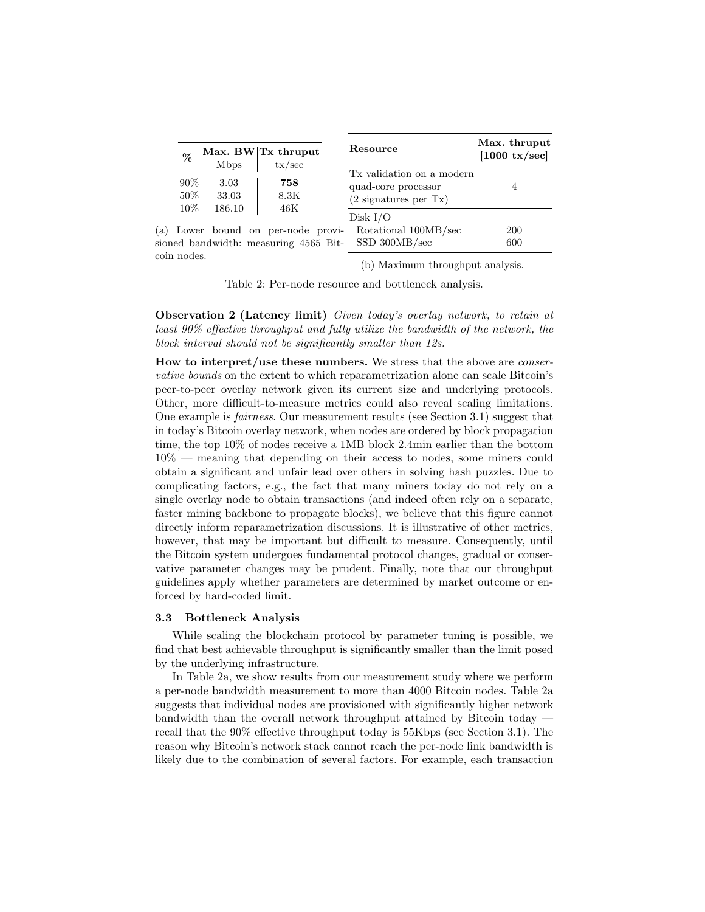| % | Max. BW Mbps | Tx thruput tx/sec |
|---|---|---|
| 90% | 3.03 | **758** |
| 50% | 33.03 | 8.3K |
| 10% | 186.10 | 46K |

(a) Lower bound on per-node provisioned bandwidth: measuring 4565 Bitcoin nodes.

| Resource | Max. thruput [1000 tx/sec] |
|---|---|
| Tx validation on a modern quad-core processor (2 signatures per Tx) | 4 |
| Disk I/O | |
| Rotational 100MB/sec | 200 |
| SSD 300MB/sec | 600 |

(b) Maximum throughput analysis.

Table 2: Per-node resource and bottleneck analysis.

**Observation 2 (Latency limit)** *Given today's overlay network, to retain at least 90% effective throughput and fully utilize the bandwidth of the network, the block interval should not be significantly smaller than 12s.*

**How to interpret/use these numbers.** We stress that the above are *conservative bounds* on the extent to which reparametrization alone can scale Bitcoin's peer-to-peer overlay network given its current size and underlying protocols. Other, more difficult-to-measure metrics could also reveal scaling limitations. One example is *fairness*. Our measurement results (see Section 3.1) suggest that in today's Bitcoin overlay network, when nodes are ordered by block propagation time, the top 10% of nodes receive a 1MB block 2.4min earlier than the bottom 10% — meaning that depending on their access to nodes, some miners could obtain a significant and unfair lead over others in solving hash puzzles. Due to complicating factors, e.g., the fact that many miners today do not rely on a single overlay node to obtain transactions (and indeed often rely on a separate, faster mining backbone to propagate blocks), we believe that this figure cannot directly inform reparametrization discussions. It is illustrative of other metrics, however, that may be important but difficult to measure. Consequently, until the Bitcoin system undergoes fundamental protocol changes, gradual or conservative parameter changes may be prudent. Finally, note that our throughput guidelines apply whether parameters are determined by market outcome or enforced by hard-coded limit.

### 3.3 Bottleneck Analysis

While scaling the blockchain protocol by parameter tuning is possible, we find that best achievable throughput is significantly smaller than the limit posed by the underlying infrastructure.

In Table 2a, we show results from our measurement study where we perform a per-node bandwidth measurement to more than 4000 Bitcoin nodes. Table 2a suggests that individual nodes are provisioned with significantly higher network bandwidth than the overall network throughput attained by Bitcoin today — recall that the 90% effective throughput today is 55Kbps (see Section 3.1). The reason why Bitcoin's network stack cannot reach the per-node link bandwidth is likely due to the combination of several factors. For example, each transaction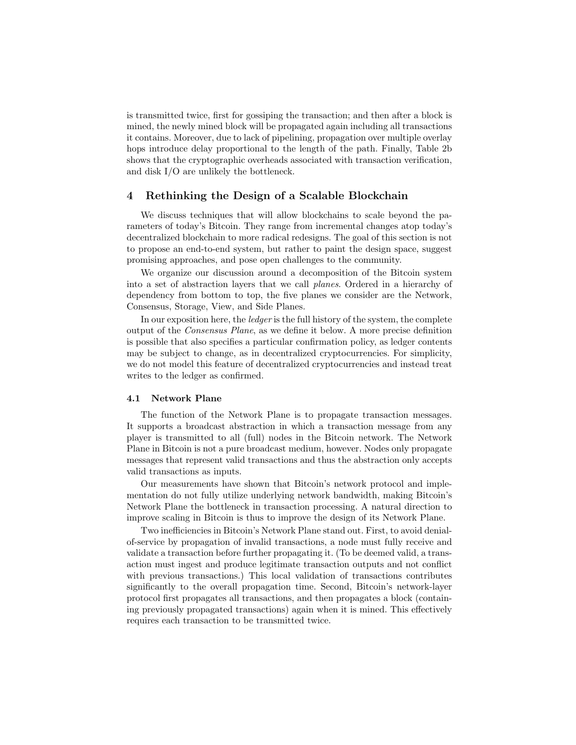is transmitted twice, first for gossiping the transaction; and then after a block is mined, the newly mined block will be propagated again including all transactions it contains. Moreover, due to lack of pipelining, propagation over multiple overlay hops introduce delay proportional to the length of the path. Finally, Table 2b shows that the cryptographic overheads associated with transaction verification, and disk I/O are unlikely the bottleneck.

## 4 Rethinking the Design of a Scalable Blockchain

We discuss techniques that will allow blockchains to scale beyond the parameters of today's Bitcoin. They range from incremental changes atop today's decentralized blockchain to more radical redesigns. The goal of this section is not to propose an end-to-end system, but rather to paint the design space, suggest promising approaches, and pose open challenges to the community.

We organize our discussion around a decomposition of the Bitcoin system into a set of abstraction layers that we call *planes*. Ordered in a hierarchy of dependency from bottom to top, the five planes we consider are the Network, Consensus, Storage, View, and Side Planes.

In our exposition here, the *ledger* is the full history of the system, the complete output of the *Consensus Plane*, as we define it below. A more precise definition is possible that also specifies a particular confirmation policy, as ledger contents may be subject to change, as in decentralized cryptocurrencies. For simplicity, we do not model this feature of decentralized cryptocurrencies and instead treat writes to the ledger as confirmed.

### 4.1 Network Plane

The function of the Network Plane is to propagate transaction messages. It supports a broadcast abstraction in which a transaction message from any player is transmitted to all (full) nodes in the Bitcoin network. The Network Plane in Bitcoin is not a pure broadcast medium, however. Nodes only propagate messages that represent valid transactions and thus the abstraction only accepts valid transactions as inputs.

Our measurements have shown that Bitcoin's network protocol and implementation do not fully utilize underlying network bandwidth, making Bitcoin's Network Plane the bottleneck in transaction processing. A natural direction to improve scaling in Bitcoin is thus to improve the design of its Network Plane.

Two inefficiencies in Bitcoin's Network Plane stand out. First, to avoid denial-of-service by propagation of invalid transactions, a node must fully receive and validate a transaction before further propagating it. (To be deemed valid, a transaction must ingest and produce legitimate transaction outputs and not conflict with previous transactions.) This local validation of transactions contributes significantly to the overall propagation time. Second, Bitcoin's network-layer protocol first propagates all transactions, and then propagates a block (containing previously propagated transactions) again when it is mined. This effectively requires each transaction to be transmitted twice.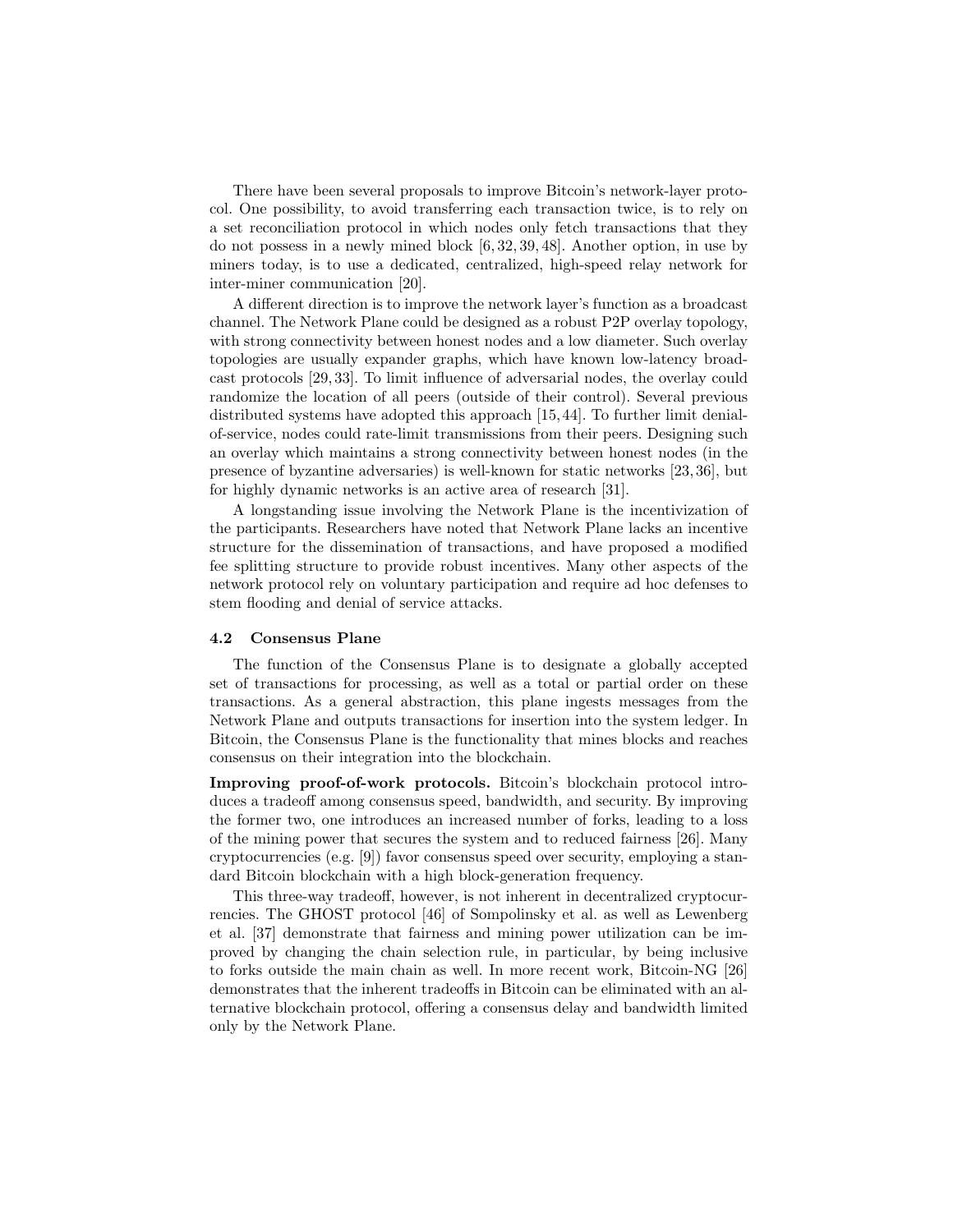There have been several proposals to improve Bitcoin's network-layer protocol. One possibility, to avoid transferring each transaction twice, is to rely on a set reconciliation protocol in which nodes only fetch transactions that they do not possess in a newly mined block [6, 32, 39, 48]. Another option, in use by miners today, is to use a dedicated, centralized, high-speed relay network for inter-miner communication [20].

A different direction is to improve the network layer's function as a broadcast channel. The Network Plane could be designed as a robust P2P overlay topology, with strong connectivity between honest nodes and a low diameter. Such overlay topologies are usually expander graphs, which have known low-latency broadcast protocols [29, 33]. To limit influence of adversarial nodes, the overlay could randomize the location of all peers (outside of their control). Several previous distributed systems have adopted this approach [15, 44]. To further limit denial-of-service, nodes could rate-limit transmissions from their peers. Designing such an overlay which maintains a strong connectivity between honest nodes (in the presence of byzantine adversaries) is well-known for static networks [23, 36], but for highly dynamic networks is an active area of research [31].

A longstanding issue involving the Network Plane is the incentivization of the participants. Researchers have noted that Network Plane lacks an incentive structure for the dissemination of transactions, and have proposed a modified fee splitting structure to provide robust incentives. Many other aspects of the network protocol rely on voluntary participation and require ad hoc defenses to stem flooding and denial of service attacks.

### 4.2 Consensus Plane

The function of the Consensus Plane is to designate a globally accepted set of transactions for processing, as well as a total or partial order on these transactions. As a general abstraction, this plane ingests messages from the Network Plane and outputs transactions for insertion into the system ledger. In Bitcoin, the Consensus Plane is the functionality that mines blocks and reaches consensus on their integration into the blockchain.

**Improving proof-of-work protocols.** Bitcoin's blockchain protocol introduces a tradeoff among consensus speed, bandwidth, and security. By improving the former two, one introduces an increased number of forks, leading to a loss of the mining power that secures the system and to reduced fairness [26]. Many cryptocurrencies (e.g. [9]) favor consensus speed over security, employing a standard Bitcoin blockchain with a high block-generation frequency.

This three-way tradeoff, however, is not inherent in decentralized cryptocurrencies. The GHOST protocol [46] of Sompolinsky et al. as well as Lewenberg et al. [37] demonstrate that fairness and mining power utilization can be improved by changing the chain selection rule, in particular, by being inclusive to forks outside the main chain as well. In more recent work, Bitcoin-NG [26] demonstrates that the inherent tradeoffs in Bitcoin can be eliminated with an alternative blockchain protocol, offering a consensus delay and bandwidth limited only by the Network Plane.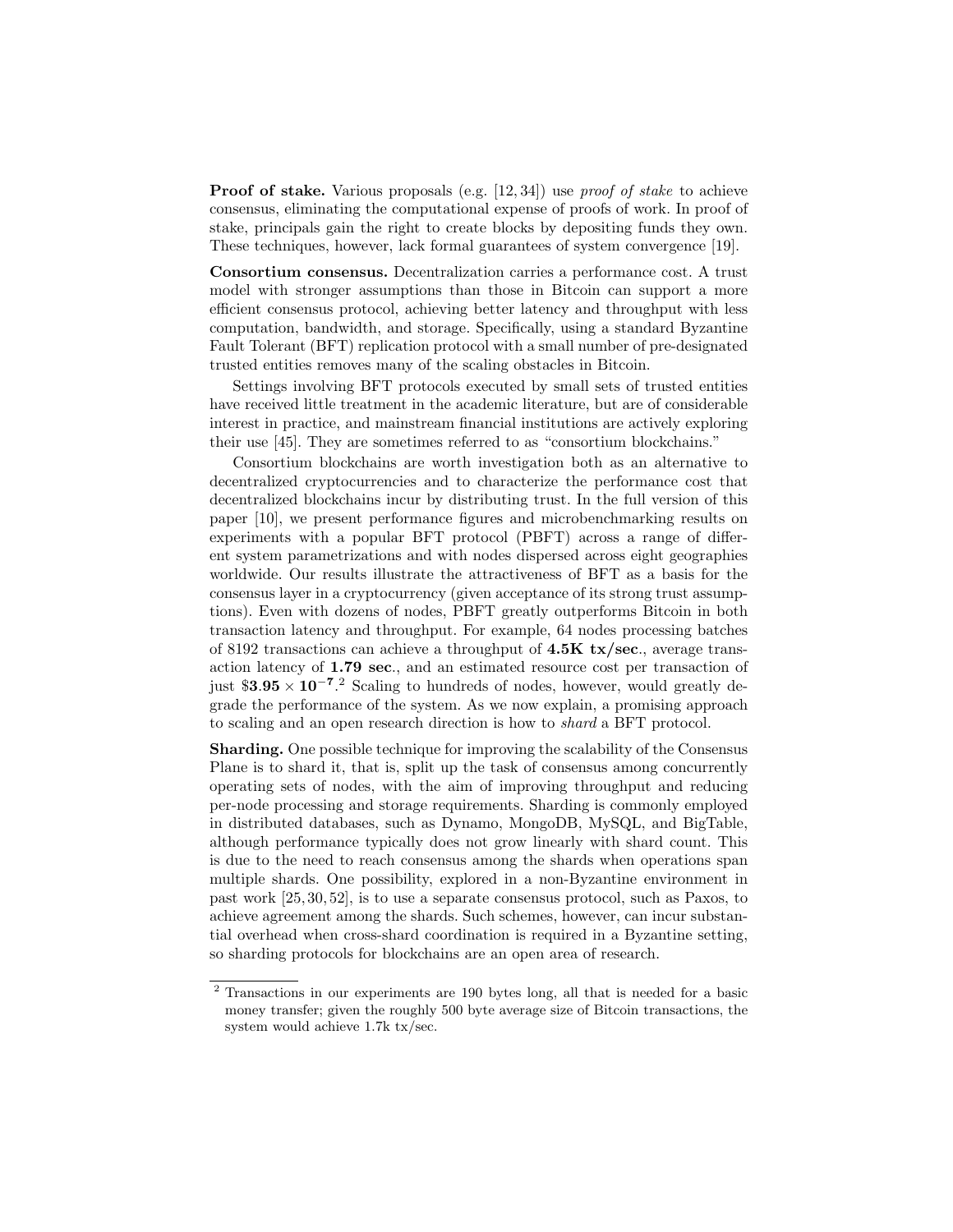**Proof of stake.** Various proposals (e.g. [12, 34]) use *proof of stake* to achieve consensus, eliminating the computational expense of proofs of work. In proof of stake, principals gain the right to create blocks by depositing funds they own. These techniques, however, lack formal guarantees of system convergence [19].

**Consortium consensus.** Decentralization carries a performance cost. A trust model with stronger assumptions than those in Bitcoin can support a more efficient consensus protocol, achieving better latency and throughput with less computation, bandwidth, and storage. Specifically, using a standard Byzantine Fault Tolerant (BFT) replication protocol with a small number of pre-designated trusted entities removes many of the scaling obstacles in Bitcoin.

Settings involving BFT protocols executed by small sets of trusted entities have received little treatment in the academic literature, but are of considerable interest in practice, and mainstream financial institutions are actively exploring their use [45]. They are sometimes referred to as "consortium blockchains."

Consortium blockchains are worth investigation both as an alternative to decentralized cryptocurrencies and to characterize the performance cost that decentralized blockchains incur by distributing trust. In the full version of this paper [10], we present performance figures and microbenchmarking results on experiments with a popular BFT protocol (PBFT) across a range of different system parametrizations and with nodes dispersed across eight geographies worldwide. Our results illustrate the attractiveness of BFT as a basis for the consensus layer in a cryptocurrency (given acceptance of its strong trust assumptions). Even with dozens of nodes, PBFT greatly outperforms Bitcoin in both transaction latency and throughput. For example, 64 nodes processing batches of 8192 transactions can achieve a throughput of **4.5K tx/sec**., average transaction latency of **1.79 sec**., and an estimated resource cost per transaction of just $\$\mathbf{3.95 \times 10^{-7}}$.[2] Scaling to hundreds of nodes, however, would greatly degrade the performance of the system. As we now explain, a promising approach to scaling and an open research direction is how to *shard* a BFT protocol.

**Sharding.** One possible technique for improving the scalability of the Consensus Plane is to shard it, that is, split up the task of consensus among concurrently operating sets of nodes, with the aim of improving throughput and reducing per-node processing and storage requirements. Sharding is commonly employed in distributed databases, such as Dynamo, MongoDB, MySQL, and BigTable, although performance typically does not grow linearly with shard count. This is due to the need to reach consensus among the shards when operations span multiple shards. One possibility, explored in a non-Byzantine environment in past work [25, 30, 52], is to use a separate consensus protocol, such as Paxos, to achieve agreement among the shards. Such schemes, however, can incur substantial overhead when cross-shard coordination is required in a Byzantine setting, so sharding protocols for blockchains are an open area of research.

---

[2] Transactions in our experiments are 190 bytes long, all that is needed for a basic money transfer; given the roughly 500 byte average size of Bitcoin transactions, the system would achieve 1.7k tx/sec.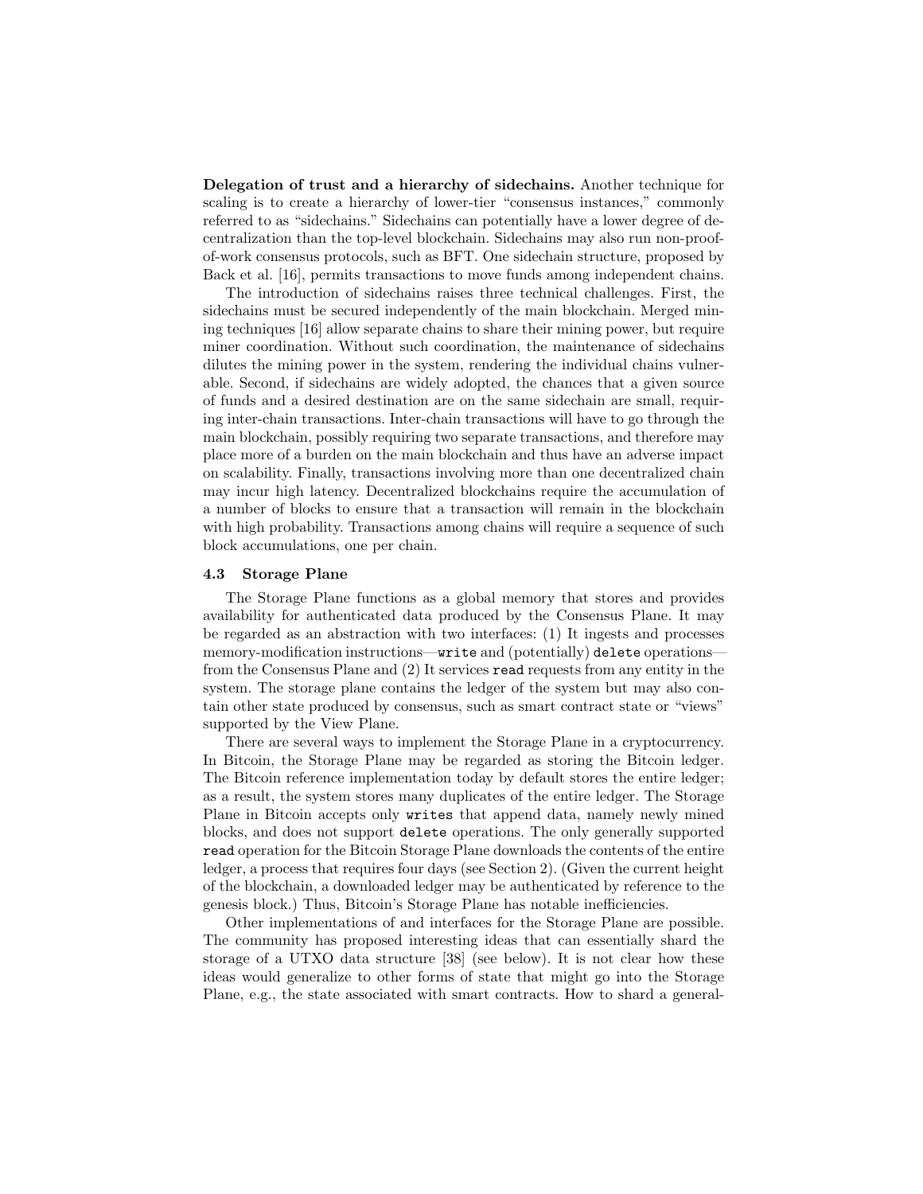**Delegation of trust and a hierarchy of sidechains.** Another technique for scaling is to create a hierarchy of lower-tier "consensus instances," commonly referred to as "sidechains." Sidechains can potentially have a lower degree of decentralization than the top-level blockchain. Sidechains may also run non-proof-of-work consensus protocols, such as BFT. One sidechain structure, proposed by Back et al. [16], permits transactions to move funds among independent chains.

The introduction of sidechains raises three technical challenges. First, the sidechains must be secured independently of the main blockchain. Merged mining techniques [16] allow separate chains to share their mining power, but require miner coordination. Without such coordination, the maintenance of sidechains dilutes the mining power in the system, rendering the individual chains vulnerable. Second, if sidechains are widely adopted, the chances that a given source of funds and a desired destination are on the same sidechain are small, requiring inter-chain transactions. Inter-chain transactions will have to go through the main blockchain, possibly requiring two separate transactions, and therefore may place more of a burden on the main blockchain and thus have an adverse impact on scalability. Finally, transactions involving more than one decentralized chain may incur high latency. Decentralized blockchains require the accumulation of a number of blocks to ensure that a transaction will remain in the blockchain with high probability. Transactions among chains will require a sequence of such block accumulations, one per chain.

### 4.3 Storage Plane

The Storage Plane functions as a global memory that stores and provides availability for authenticated data produced by the Consensus Plane. It may be regarded as an abstraction with two interfaces: (1) It ingests and processes memory-modification instructions—`write` and (potentially) `delete` operations—from the Consensus Plane and (2) It services `read` requests from any entity in the system. The storage plane contains the ledger of the system but may also contain other state produced by consensus, such as smart contract state or "views" supported by the View Plane.

There are several ways to implement the Storage Plane in a cryptocurrency. In Bitcoin, the Storage Plane may be regarded as storing the Bitcoin ledger. The Bitcoin reference implementation today by default stores the entire ledger; as a result, the system stores many duplicates of the entire ledger. The Storage Plane in Bitcoin accepts only `writes` that append data, namely newly mined blocks, and does not support `delete` operations. The only generally supported `read` operation for the Bitcoin Storage Plane downloads the contents of the entire ledger, a process that requires four days (see Section 2). (Given the current height of the blockchain, a downloaded ledger may be authenticated by reference to the genesis block.) Thus, Bitcoin's Storage Plane has notable inefficiencies.

Other implementations of and interfaces for the Storage Plane are possible. The community has proposed interesting ideas that can essentially shard the storage of a UTXO data structure [38] (see below). It is not clear how these ideas would generalize to other forms of state that might go into the Storage Plane, e.g., the state associated with smart contracts. How to shard a general-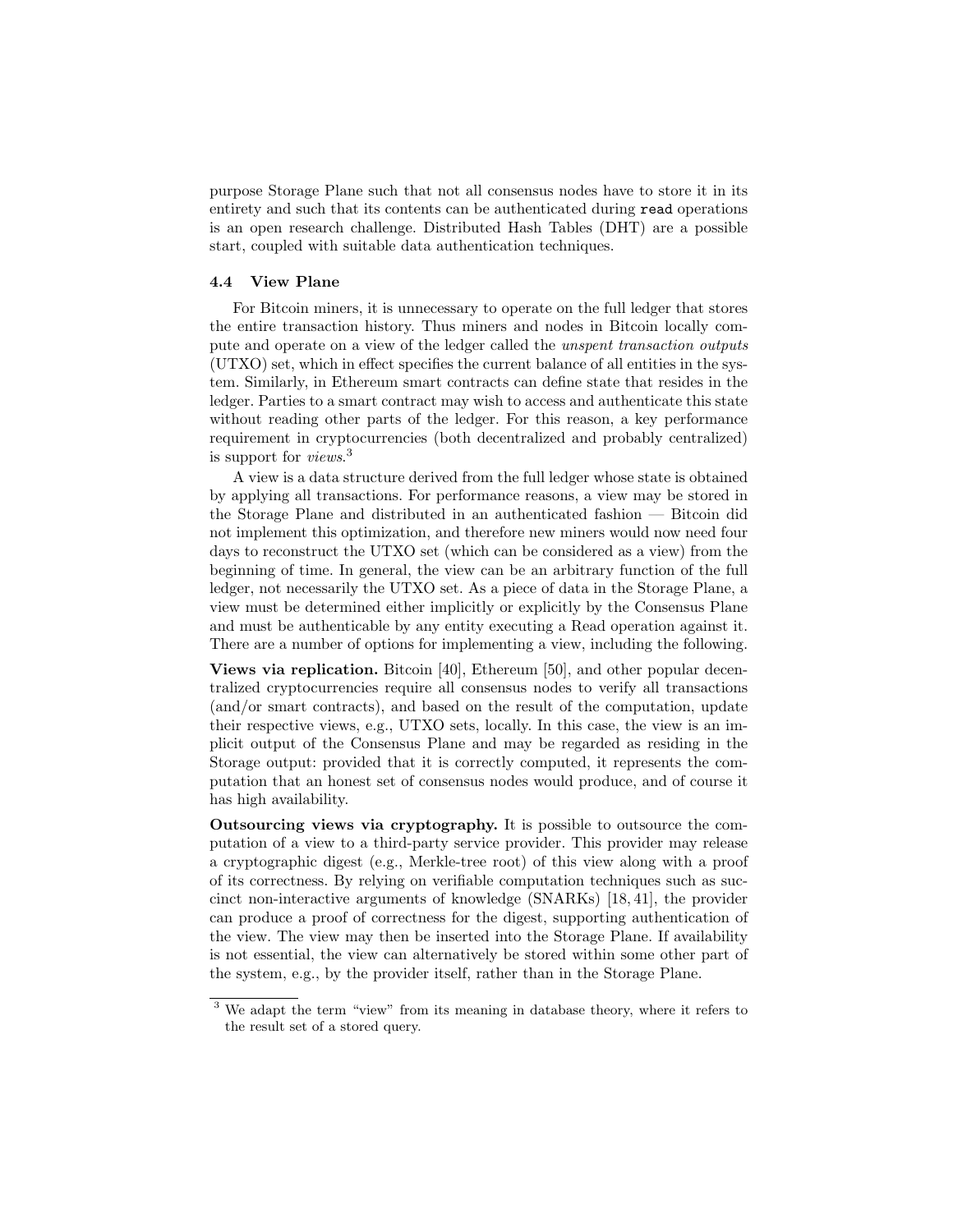purpose Storage Plane such that not all consensus nodes have to store it in its entirety and such that its contents can be authenticated during `read` operations is an open research challenge. Distributed Hash Tables (DHT) are a possible start, coupled with suitable data authentication techniques.

### 4.4 View Plane

For Bitcoin miners, it is unnecessary to operate on the full ledger that stores the entire transaction history. Thus miners and nodes in Bitcoin locally compute and operate on a view of the ledger called the *unspent transaction outputs* (UTXO) set, which in effect specifies the current balance of all entities in the system. Similarly, in Ethereum smart contracts can define state that resides in the ledger. Parties to a smart contract may wish to access and authenticate this state without reading other parts of the ledger. For this reason, a key performance requirement in cryptocurrencies (both decentralized and probably centralized) is support for *views*.[3]

A view is a data structure derived from the full ledger whose state is obtained by applying all transactions. For performance reasons, a view may be stored in the Storage Plane and distributed in an authenticated fashion — Bitcoin did not implement this optimization, and therefore new miners would now need four days to reconstruct the UTXO set (which can be considered as a view) from the beginning of time. In general, the view can be an arbitrary function of the full ledger, not necessarily the UTXO set. As a piece of data in the Storage Plane, a view must be determined either implicitly or explicitly by the Consensus Plane and must be authenticable by any entity executing a Read operation against it. There are a number of options for implementing a view, including the following.

**Views via replication.** Bitcoin [40], Ethereum [50], and other popular decentralized cryptocurrencies require all consensus nodes to verify all transactions (and/or smart contracts), and based on the result of the computation, update their respective views, e.g., UTXO sets, locally. In this case, the view is an implicit output of the Consensus Plane and may be regarded as residing in the Storage output: provided that it is correctly computed, it represents the computation that an honest set of consensus nodes would produce, and of course it has high availability.

**Outsourcing views via cryptography.** It is possible to outsource the computation of a view to a third-party service provider. This provider may release a cryptographic digest (e.g., Merkle-tree root) of this view along with a proof of its correctness. By relying on verifiable computation techniques such as succinct non-interactive arguments of knowledge (SNARKs) [18, 41], the provider can produce a proof of correctness for the digest, supporting authentication of the view. The view may then be inserted into the Storage Plane. If availability is not essential, the view can alternatively be stored within some other part of the system, e.g., by the provider itself, rather than in the Storage Plane.

[3] We adapt the term "view" from its meaning in database theory, where it refers to the result set of a stored query.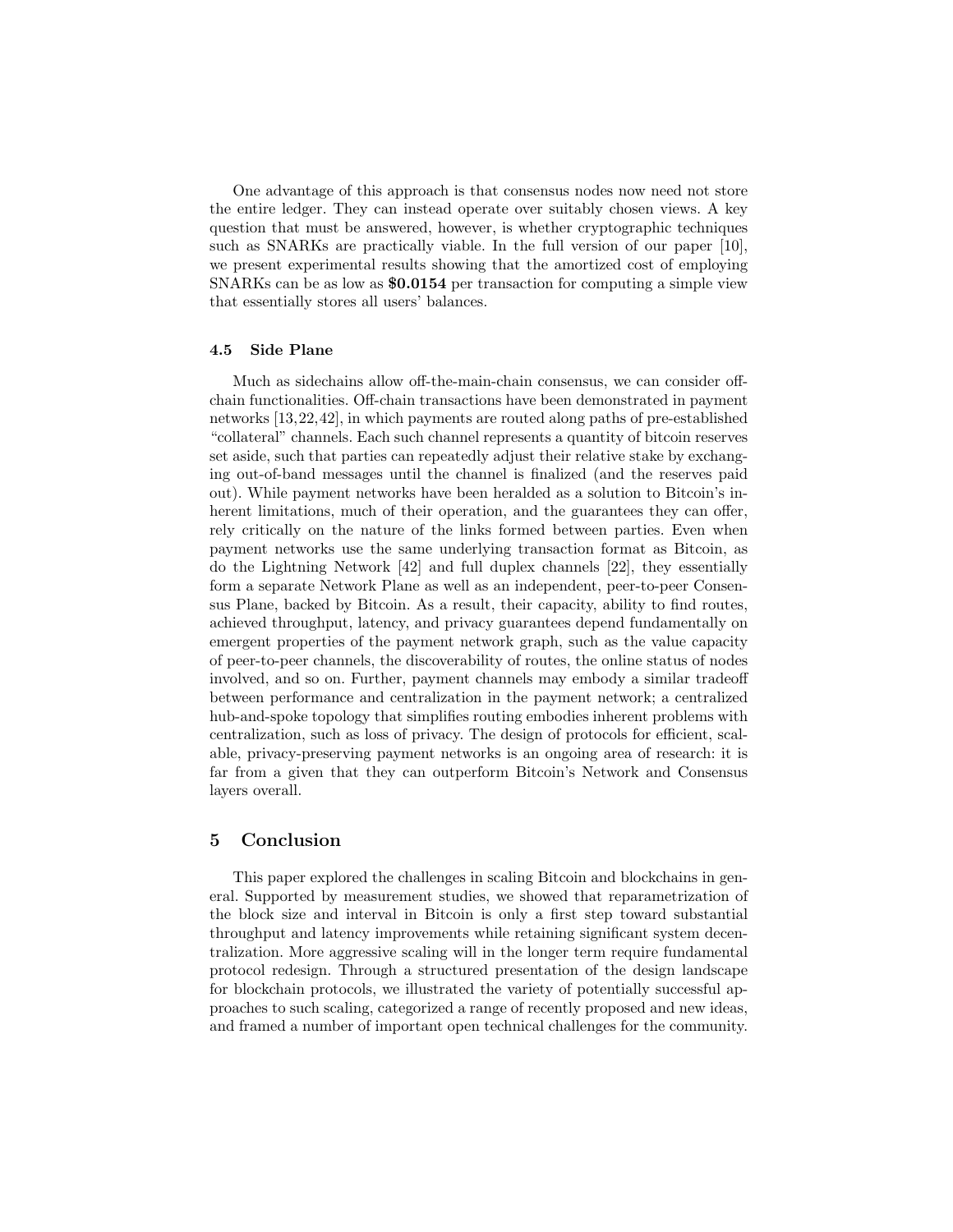One advantage of this approach is that consensus nodes now need not store the entire ledger. They can instead operate over suitably chosen views. A key question that must be answered, however, is whether cryptographic techniques such as SNARKs are practically viable. In the full version of our paper [10], we present experimental results showing that the amortized cost of employing SNARKs can be as low as **$0.0154** per transaction for computing a simple view that essentially stores all users' balances.

### 4.5 Side Plane

Much as sidechains allow off-the-main-chain consensus, we can consider off-chain functionalities. Off-chain transactions have been demonstrated in payment networks [13,22,42], in which payments are routed along paths of pre-established "collateral" channels. Each such channel represents a quantity of bitcoin reserves set aside, such that parties can repeatedly adjust their relative stake by exchanging out-of-band messages until the channel is finalized (and the reserves paid out). While payment networks have been heralded as a solution to Bitcoin's inherent limitations, much of their operation, and the guarantees they can offer, rely critically on the nature of the links formed between parties. Even when payment networks use the same underlying transaction format as Bitcoin, as do the Lightning Network [42] and full duplex channels [22], they essentially form a separate Network Plane as well as an independent, peer-to-peer Consensus Plane, backed by Bitcoin. As a result, their capacity, ability to find routes, achieved throughput, latency, and privacy guarantees depend fundamentally on emergent properties of the payment network graph, such as the value capacity of peer-to-peer channels, the discoverability of routes, the online status of nodes involved, and so on. Further, payment channels may embody a similar tradeoff between performance and centralization in the payment network; a centralized hub-and-spoke topology that simplifies routing embodies inherent problems with centralization, such as loss of privacy. The design of protocols for efficient, scalable, privacy-preserving payment networks is an ongoing area of research: it is far from a given that they can outperform Bitcoin's Network and Consensus layers overall.

## 5 Conclusion

This paper explored the challenges in scaling Bitcoin and blockchains in general. Supported by measurement studies, we showed that reparametrization of the block size and interval in Bitcoin is only a first step toward substantial throughput and latency improvements while retaining significant system decentralization. More aggressive scaling will in the longer term require fundamental protocol redesign. Through a structured presentation of the design landscape for blockchain protocols, we illustrated the variety of potentially successful approaches to such scaling, categorized a range of recently proposed and new ideas, and framed a number of important open technical challenges for the community.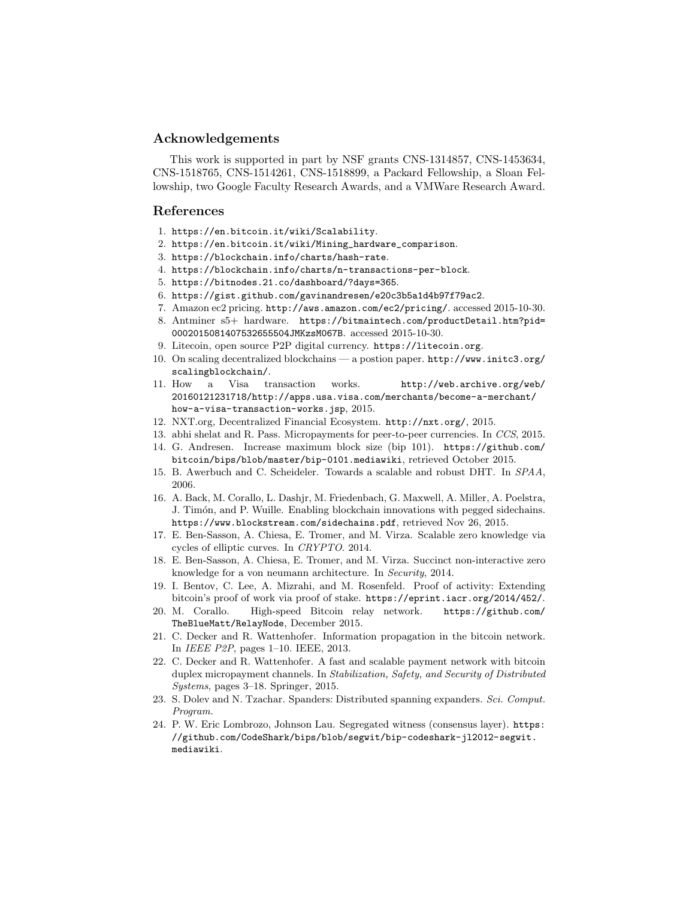## Acknowledgements

This work is supported in part by NSF grants CNS-1314857, CNS-1453634, CNS-1518765, CNS-1514261, CNS-1518899, a Packard Fellowship, a Sloan Fellowship, two Google Faculty Research Awards, and a VMWare Research Award.

## References

1. https://en.bitcoin.it/wiki/Scalability.
2. https://en.bitcoin.it/wiki/Mining_hardware_comparison.
3. https://blockchain.info/charts/hash-rate.
4. https://blockchain.info/charts/n-transactions-per-block.
5. https://bitnodes.21.co/dashboard/?days=365.
6. https://gist.github.com/gavinandresen/e20c3b5a1d4b97f79ac2.
7. Amazon ec2 pricing. http://aws.amazon.com/ec2/pricing/. accessed 2015-10-30.
8. Antminer s5+ hardware. https://bitmaintech.com/productDetail.htm?pid=00020150814075326555O4JMKzsM067B. accessed 2015-10-30.
9. Litecoin, open source P2P digital currency. https://litecoin.org.
10. On scaling decentralized blockchains — a postion paper. http://www.initc3.org/scalingblockchain/.
11. How a Visa transaction works. http://web.archive.org/web/20160121231718/http://apps.usa.visa.com/merchants/become-a-merchant/how-a-visa-transaction-works.jsp, 2015.
12. NXT.org, Decentralized Financial Ecosystem. http://nxt.org/, 2015.
13. abhi shelat and R. Pass. Micropayments for peer-to-peer currencies. In *CCS*, 2015.
14. G. Andresen. Increase maximum block size (bip 101). https://github.com/bitcoin/bips/blob/master/bip-0101.mediawiki, retrieved October 2015.
15. B. Awerbuch and C. Scheideler. Towards a scalable and robust DHT. In *SPAA*, 2006.
16. A. Back, M. Corallo, L. Dashjr, M. Friedenbach, G. Maxwell, A. Miller, A. Poelstra, J. Timón, and P. Wuille. Enabling blockchain innovations with pegged sidechains. https://www.blockstream.com/sidechains.pdf, retrieved Nov 26, 2015.
17. E. Ben-Sasson, A. Chiesa, E. Tromer, and M. Virza. Scalable zero knowledge via cycles of elliptic curves. In *CRYPTO*. 2014.
18. E. Ben-Sasson, A. Chiesa, E. Tromer, and M. Virza. Succinct non-interactive zero knowledge for a von neumann architecture. In *Security*, 2014.
19. I. Bentov, C. Lee, A. Mizrahi, and M. Rosenfeld. Proof of activity: Extending bitcoin's proof of work via proof of stake. https://eprint.iacr.org/2014/452/.
20. M. Corallo. High-speed Bitcoin relay network. https://github.com/TheBlueMatt/RelayNode, December 2015.
21. C. Decker and R. Wattenhofer. Information propagation in the bitcoin network. In *IEEE P2P*, pages 1–10. IEEE, 2013.
22. C. Decker and R. Wattenhofer. A fast and scalable payment network with bitcoin duplex micropayment channels. In *Stabilization, Safety, and Security of Distributed Systems*, pages 3–18. Springer, 2015.
23. S. Dolev and N. Tzachar. Spanders: Distributed spanning expanders. *Sci. Comput. Program.*
24. P. W. Eric Lombrozo, Johnson Lau. Segregated witness (consensus layer). https://github.com/CodeShark/bips/blob/segwit/bip-codeshark-jl2012-segwit.mediawiki.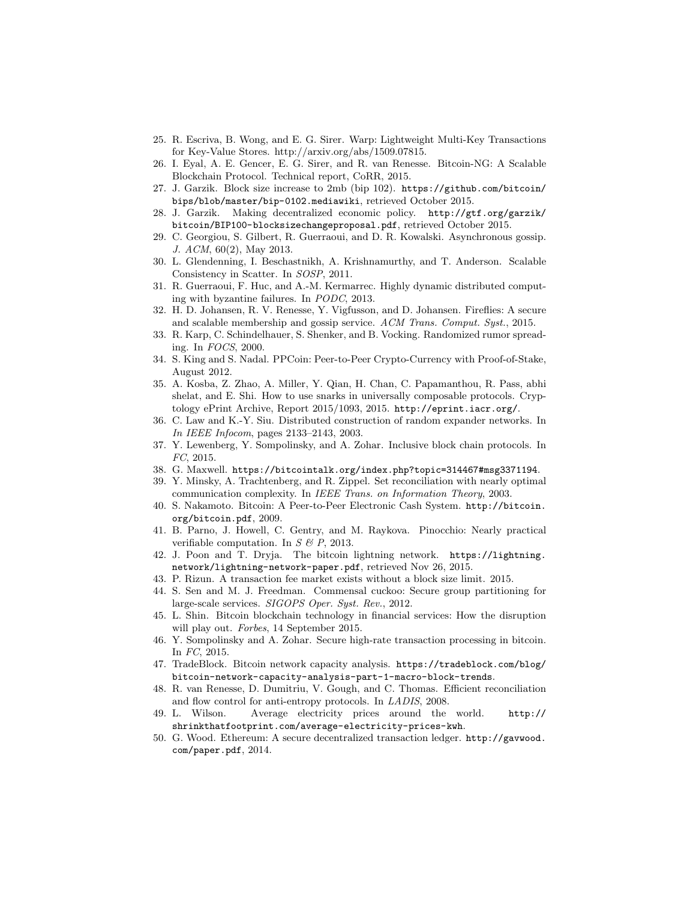25. R. Escriva, B. Wong, and E. G. Sirer. Warp: Lightweight Multi-Key Transactions for Key-Value Stores. http://arxiv.org/abs/1509.07815.
26. I. Eyal, A. E. Gencer, E. G. Sirer, and R. van Renesse. Bitcoin-NG: A Scalable Blockchain Protocol. Technical report, CoRR, 2015.
27. J. Garzik. Block size increase to 2mb (bip 102). https://github.com/bitcoin/bips/blob/master/bip-0102.mediawiki, retrieved October 2015.
28. J. Garzik. Making decentralized economic policy. http://gtf.org/garzik/bitcoin/BIP100-blocksizechangeproposal.pdf, retrieved October 2015.
29. C. Georgiou, S. Gilbert, R. Guerraoui, and D. R. Kowalski. Asynchronous gossip. *J. ACM*, 60(2), May 2013.
30. L. Glendenning, I. Beschastnikh, A. Krishnamurthy, and T. Anderson. Scalable Consistency in Scatter. In *SOSP*, 2011.
31. R. Guerraoui, F. Huc, and A.-M. Kermarrec. Highly dynamic distributed computing with byzantine failures. In *PODC*, 2013.
32. H. D. Johansen, R. V. Renesse, Y. Vigfusson, and D. Johansen. Fireflies: A secure and scalable membership and gossip service. *ACM Trans. Comput. Syst.*, 2015.
33. R. Karp, C. Schindelhauer, S. Shenker, and B. Vocking. Randomized rumor spreading. In *FOCS*, 2000.
34. S. King and S. Nadal. PPCoin: Peer-to-Peer Crypto-Currency with Proof-of-Stake, August 2012.
35. A. Kosba, Z. Zhao, A. Miller, Y. Qian, H. Chan, C. Papamanthou, R. Pass, abhi shelat, and E. Shi. How to use snarks in universally composable protocols. Cryptology ePrint Archive, Report 2015/1093, 2015. http://eprint.iacr.org/.
36. C. Law and K.-Y. Siu. Distributed construction of random expander networks. In *In IEEE Infocom*, pages 2133–2143, 2003.
37. Y. Lewenberg, Y. Sompolinsky, and A. Zohar. Inclusive block chain protocols. In *FC*, 2015.
38. G. Maxwell. https://bitcointalk.org/index.php?topic=314467#msg3371194.
39. Y. Minsky, A. Trachtenberg, and R. Zippel. Set reconciliation with nearly optimal communication complexity. In *IEEE Trans. on Information Theory*, 2003.
40. S. Nakamoto. Bitcoin: A Peer-to-Peer Electronic Cash System. http://bitcoin.org/bitcoin.pdf, 2009.
41. B. Parno, J. Howell, C. Gentry, and M. Raykova. Pinocchio: Nearly practical verifiable computation. In *S & P*, 2013.
42. J. Poon and T. Dryja. The bitcoin lightning network. https://lightning.network/lightning-network-paper.pdf, retrieved Nov 26, 2015.
43. P. Rizun. A transaction fee market exists without a block size limit. 2015.
44. S. Sen and M. J. Freedman. Commensal cuckoo: Secure group partitioning for large-scale services. *SIGOPS Oper. Syst. Rev.*, 2012.
45. L. Shin. Bitcoin blockchain technology in financial services: How the disruption will play out. *Forbes*, 14 September 2015.
46. Y. Sompolinsky and A. Zohar. Secure high-rate transaction processing in bitcoin. In *FC*, 2015.
47. TradeBlock. Bitcoin network capacity analysis. https://tradeblock.com/blog/bitcoin-network-capacity-analysis-part-1-macro-block-trends.
48. R. van Renesse, D. Dumitriu, V. Gough, and C. Thomas. Efficient reconciliation and flow control for anti-entropy protocols. In *LADIS*, 2008.
49. L. Wilson. Average electricity prices around the world. http://shrinkthatfootprint.com/average-electricity-prices-kwh.
50. G. Wood. Ethereum: A secure decentralized transaction ledger. http://gavwood.com/paper.pdf, 2014.